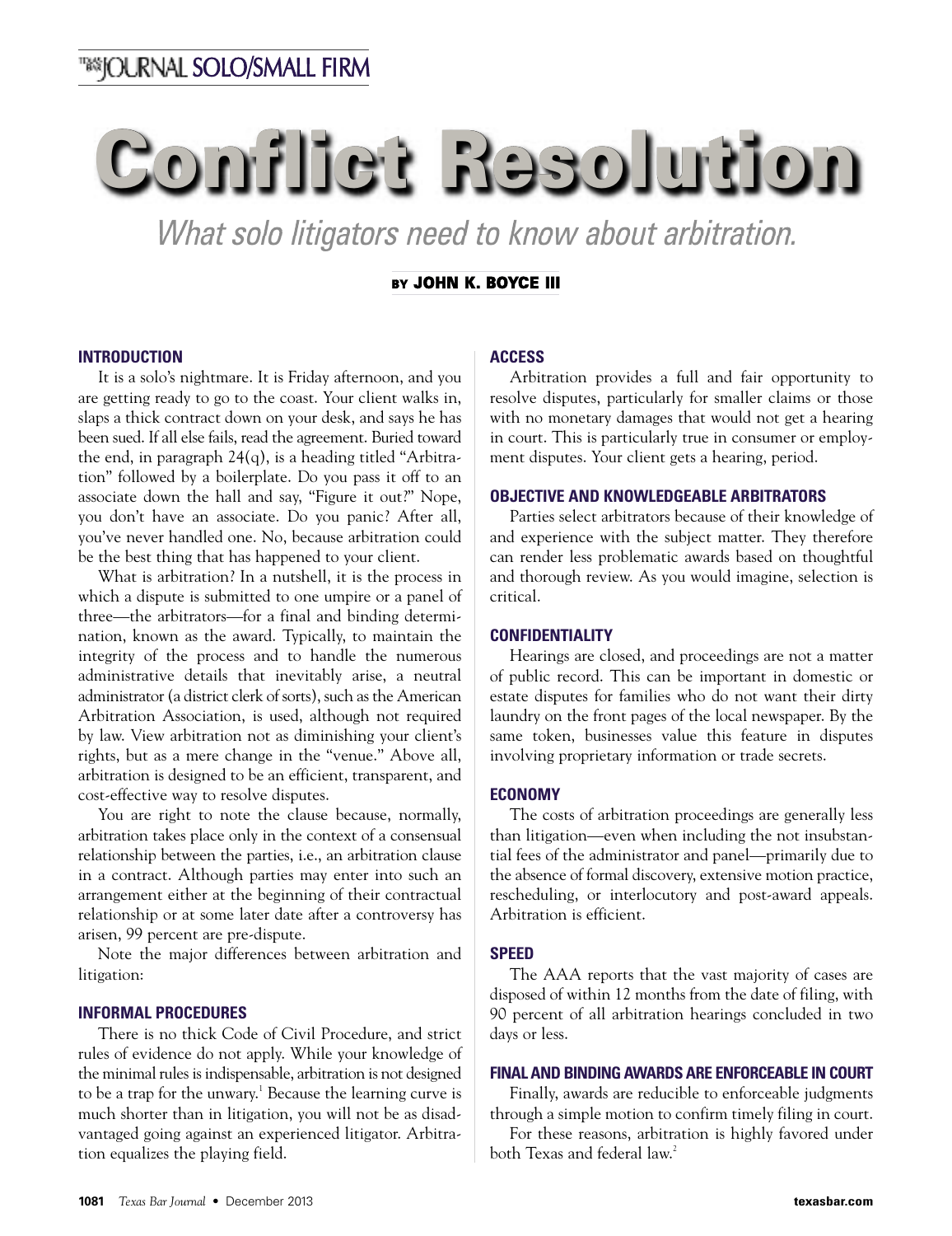# Conflict Resolution

*What solo litigators need to know about arbitration.*

BY **JOHN K. BOYCE III**

## INTRODUCTION

It is a solo's nightmare. It is Friday afternoon, and you are getting ready to go to the coast. Your client walks in, slaps a thick contract down on your desk, and says he has been sued. If all else fails, read the agreement. Buried toward the end, in paragraph 24(q), is a heading titled "Arbitration" followed by a boilerplate. Do you pass it off to an associate down the hall and say, "Figure it out?" Nope, you don't have an associate. Do you panic? After all, you've never handled one. No, because arbitration could be the best thing that has happened to your client.

What is arbitration? In a nutshell, it is the process in which a dispute is submitted to one umpire or a panel of three—the arbitrators—for a final and binding determination, known as the award. Typically, to maintain the integrity of the process and to handle the numerous administrative details that inevitably arise, a neutral administrator (a district clerk of sorts), such as the American Arbitration Association, is used, although not required by law. View arbitration not as diminishing your client's rights, but as a mere change in the "venue." Above all, arbitration is designed to be an efficient, transparent, and cost-effective way to resolve disputes.

You are right to note the clause because, normally, arbitration takes place only in the context of a consensual relationship between the parties, i.e., an arbitration clause in a contract. Although parties may enter into such an arrangement either at the beginning of their contractual relationship or at some later date after a controversy has arisen, 99 percent are pre-dispute.

Note the major differences between arbitration and litigation:

## INFORMAL PROCEDURES

There is no thick Code of Civil Procedure, and strict rules of evidence do not apply. While your knowledge of the minimal rules is indispensable, arbitration is not designed to be a trap for the unwary.[1] Because the learning curve is much shorter than in litigation, you will not be as disadvantaged going against an experienced litigator. Arbitration equalizes the playing field.

## ACCESS

Arbitration provides a full and fair opportunity to resolve disputes, particularly for smaller claims or those with no monetary damages that would not get a hearing in court. This is particularly true in consumer or employment disputes. Your client gets a hearing, period.

## OBJECTIVE AND KNOWLEDGEABLE ARBITRATORS

Parties select arbitrators because of their knowledge of and experience with the subject matter. They therefore can render less problematic awards based on thoughtful and thorough review. As you would imagine, selection is critical.

## CONFIDENTIALITY

Hearings are closed, and proceedings are not a matter of public record. This can be important in domestic or estate disputes for families who do not want their dirty laundry on the front pages of the local newspaper. By the same token, businesses value this feature in disputes involving proprietary information or trade secrets.

## ECONOMY

The costs of arbitration proceedings are generally less than litigation—even when including the not insubstantial fees of the administrator and panel—primarily due to the absence of formal discovery, extensive motion practice, rescheduling, or interlocutory and post-award appeals. Arbitration is efficient.

## SPEED

The AAA reports that the vast majority of cases are disposed of within 12 months from the date of filing, with 90 percent of all arbitration hearings concluded in two days or less.

## FINAL AND BINDING AWARDS ARE ENFORCEABLE IN COURT

Finally, awards are reducible to enforceable judgments through a simple motion to confirm timely filing in court.

For these reasons, arbitration is highly favored under both Texas and federal law.[2]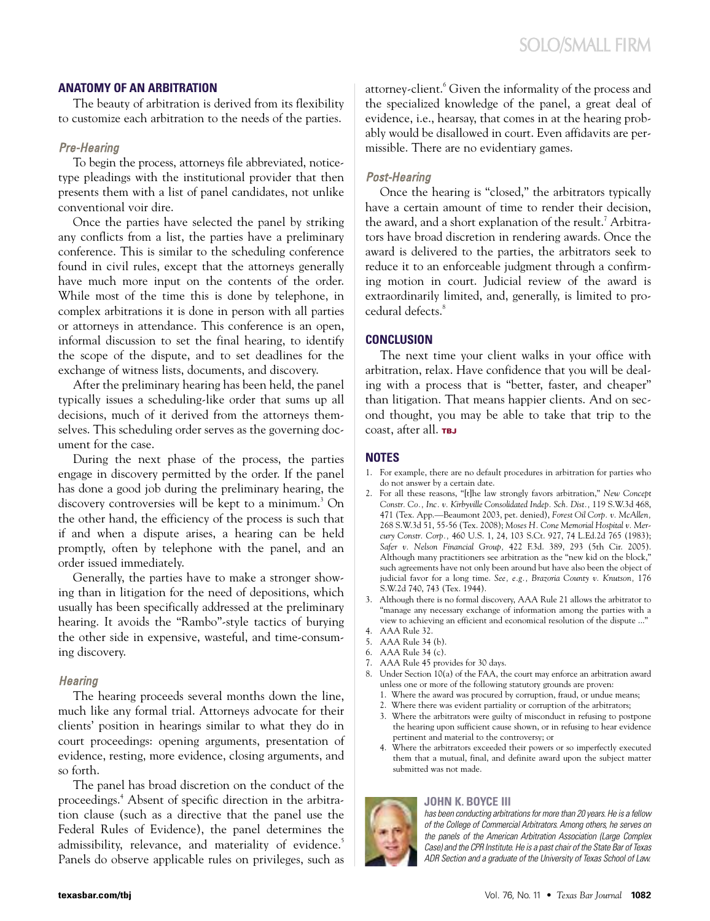## ANATOMY OF AN ARBITRATION

The beauty of arbitration is derived from its flexibility to customize each arbitration to the needs of the parties.

### *Pre-Hearing*

To begin the process, attorneys file abbreviated, notice-type pleadings with the institutional provider that then presents them with a list of panel candidates, not unlike conventional voir dire.

Once the parties have selected the panel by striking any conflicts from a list, the parties have a preliminary conference. This is similar to the scheduling conference found in civil rules, except that the attorneys generally have much more input on the contents of the order. While most of the time this is done by telephone, in complex arbitrations it is done in person with all parties or attorneys in attendance. This conference is an open, informal discussion to set the final hearing, to identify the scope of the dispute, and to set deadlines for the exchange of witness lists, documents, and discovery.

After the preliminary hearing has been held, the panel typically issues a scheduling-like order that sums up all decisions, much of it derived from the attorneys themselves. This scheduling order serves as the governing document for the case.

During the next phase of the process, the parties engage in discovery permitted by the order. If the panel has done a good job during the preliminary hearing, the discovery controversies will be kept to a minimum.[3] On the other hand, the efficiency of the process is such that if and when a dispute arises, a hearing can be held promptly, often by telephone with the panel, and an order issued immediately.

Generally, the parties have to make a stronger showing than in litigation for the need of depositions, which usually has been specifically addressed at the preliminary hearing. It avoids the "Rambo"-style tactics of burying the other side in expensive, wasteful, and time-consuming discovery.

### *Hearing*

The hearing proceeds several months down the line, much like any formal trial. Attorneys advocate for their clients' position in hearings similar to what they do in court proceedings: opening arguments, presentation of evidence, resting, more evidence, closing arguments, and so forth.

The panel has broad discretion on the conduct of the proceedings.[4] Absent of specific direction in the arbitration clause (such as a directive that the panel use the Federal Rules of Evidence), the panel determines the admissibility, relevance, and materiality of evidence.[5] Panels do observe applicable rules on privileges, such as attorney-client.[6] Given the informality of the process and the specialized knowledge of the panel, a great deal of evidence, i.e., hearsay, that comes in at the hearing probably would be disallowed in court. Even affidavits are permissible. There are no evidentiary games.

### *Post-Hearing*

Once the hearing is "closed," the arbitrators typically have a certain amount of time to render their decision, the award, and a short explanation of the result.[7] Arbitrators have broad discretion in rendering awards. Once the award is delivered to the parties, the arbitrators seek to reduce it to an enforceable judgment through a confirming motion in court. Judicial review of the award is extraordinarily limited, and, generally, is limited to procedural defects.[8]

## CONCLUSION

The next time your client walks in your office with arbitration, relax. Have confidence that you will be dealing with a process that is "better, faster, and cheaper" than litigation. That means happier clients. And on second thought, you may be able to take that trip to the coast, after all. **TBJ**

## NOTES

1. For example, there are no default procedures in arbitration for parties who do not answer by a certain date.
2. For all these reasons, "[t]he law strongly favors arbitration," *New Concept Constr. Co., Inc. v. Kirbyville Consolidated Indep. Sch. Dist.*, 119 S.W.3d 468, 471 (Tex. App.—Beaumont 2003, pet. denied), *Forest Oil Corp. v. McAllen*, 268 S.W.3d 51, 55-56 (Tex. 2008); *Moses H. Cone Memorial Hospital v. Mercury Constr. Corp.*, 460 U.S. 1, 24, 103 S.Ct. 927, 74 L.Ed.2d 765 (1983); *Safer v. Nelson Financial Group*, 422 F.3d. 389, 293 (5th Cir. 2005). Although many practitioners see arbitration as the "new kid on the block," such agreements have not only been around but have also been the object of judicial favor for a long time. *See, e.g., Brazoria County v. Knutson*, 176 S.W.2d 740, 743 (Tex. 1944).
3. Although there is no formal discovery, AAA Rule 21 allows the arbitrator to "manage any necessary exchange of information among the parties with a view to achieving an efficient and economical resolution of the dispute ..."
4. AAA Rule 32.
5. AAA Rule 34 (b).
6. AAA Rule 34 (c).
7. AAA Rule 45 provides for 30 days.
8. Under Section 10(a) of the FAA, the court may enforce an arbitration award unless one or more of the following statutory grounds are proven:
   1. Where the award was procured by corruption, fraud, or undue means;
   2. Where there was evident partiality or corruption of the arbitrators;
   3. Where the arbitrators were guilty of misconduct in refusing to postpone the hearing upon sufficient cause shown, or in refusing to hear evidence pertinent and material to the controversy; or
   4. Where the arbitrators exceeded their powers or so imperfectly executed them that a mutual, final, and definite award upon the subject matter submitted was not made.

**JOHN K. BOYCE III**

*has been conducting arbitrations for more than 20 years. He is a fellow of the College of Commercial Arbitrators. Among others, he serves on the panels of the American Arbitration Association (Large Complex Case) and the CPR Institute. He is a past chair of the State Bar of Texas ADR Section and a graduate of the University of Texas School of Law.*